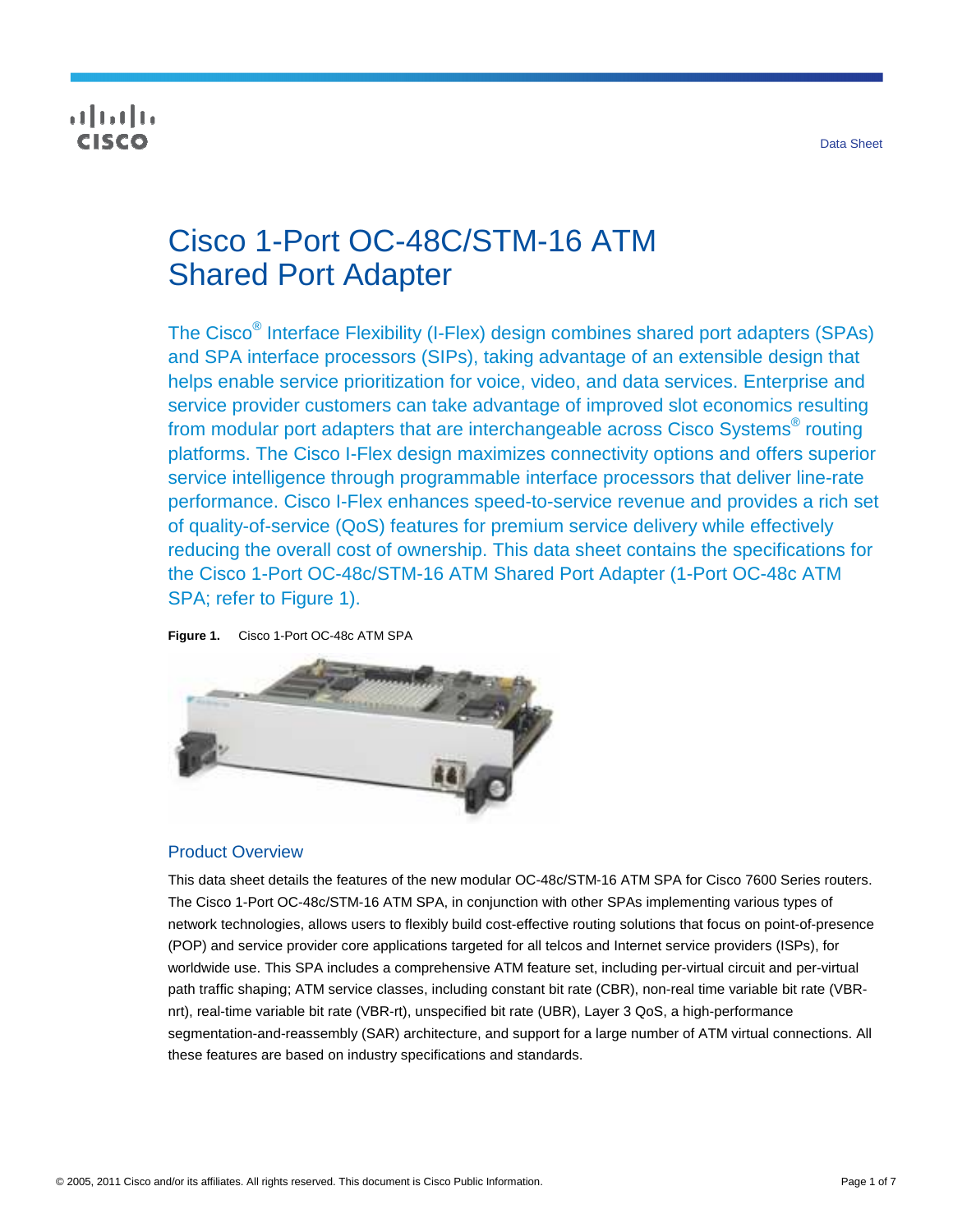Data Sheet

# Cisco 1-Port OC-48C/STM-16 ATM Shared Port Adapter

The Cisco® Interface Flexibility (I-Flex) design combines shared port adapters (SPAs) and SPA interface processors (SIPs), taking advantage of an extensible design that helps enable service prioritization for voice, video, and data services. Enterprise and service provider customers can take advantage of improved slot economics resulting from modular port adapters that are interchangeable across Cisco Systems® routing platforms. The Cisco I-Flex design maximizes connectivity options and offers superior service intelligence through programmable interface processors that deliver line-rate performance. Cisco I-Flex enhances speed-to-service revenue and provides a rich set of quality-of-service (QoS) features for premium service delivery while effectively reducing the overall cost of ownership. This data sheet contains the specifications for the Cisco 1-Port OC-48c/STM-16 ATM Shared Port Adapter (1-Port OC-48c ATM SPA; refer to Figure 1).

**Figure 1.** Cisco 1-Port OC-48c ATM SPA

## Product Overview

This data sheet details the features of the new modular OC-48c/STM-16 ATM SPA for Cisco 7600 Series routers. The Cisco 1-Port OC-48c/STM-16 ATM SPA, in conjunction with other SPAs implementing various types of network technologies, allows users to flexibly build cost-effective routing solutions that focus on point-of-presence (POP) and service provider core applications targeted for all telcos and Internet service providers (ISPs), for worldwide use. This SPA includes a comprehensive ATM feature set, including per-virtual circuit and per-virtual path traffic shaping; ATM service classes, including constant bit rate (CBR), non-real time variable bit rate (VBR-nrt), real-time variable bit rate (VBR-rt), unspecified bit rate (UBR), Layer 3 QoS, a high-performance segmentation-and-reassembly (SAR) architecture, and support for a large number of ATM virtual connections. All these features are based on industry specifications and standards.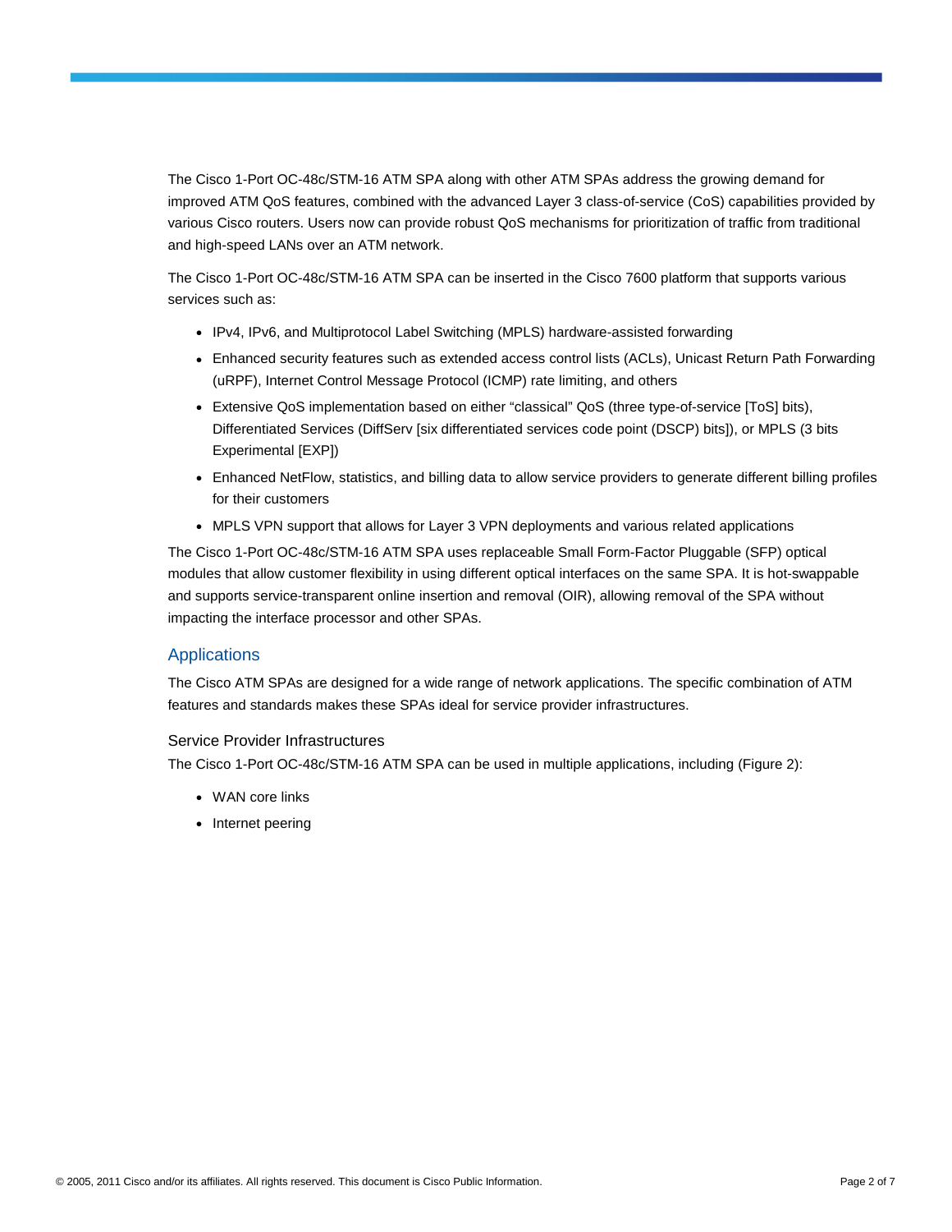The Cisco 1-Port OC-48c/STM-16 ATM SPA along with other ATM SPAs address the growing demand for improved ATM QoS features, combined with the advanced Layer 3 class-of-service (CoS) capabilities provided by various Cisco routers. Users now can provide robust QoS mechanisms for prioritization of traffic from traditional and high-speed LANs over an ATM network.

The Cisco 1-Port OC-48c/STM-16 ATM SPA can be inserted in the Cisco 7600 platform that supports various services such as:

- IPv4, IPv6, and Multiprotocol Label Switching (MPLS) hardware-assisted forwarding
- Enhanced security features such as extended access control lists (ACLs), Unicast Return Path Forwarding (uRPF), Internet Control Message Protocol (ICMP) rate limiting, and others
- Extensive QoS implementation based on either "classical" QoS (three type-of-service [ToS] bits), Differentiated Services (DiffServ [six differentiated services code point (DSCP) bits]), or MPLS (3 bits Experimental [EXP])
- Enhanced NetFlow, statistics, and billing data to allow service providers to generate different billing profiles for their customers
- MPLS VPN support that allows for Layer 3 VPN deployments and various related applications

The Cisco 1-Port OC-48c/STM-16 ATM SPA uses replaceable Small Form-Factor Pluggable (SFP) optical modules that allow customer flexibility in using different optical interfaces on the same SPA. It is hot-swappable and supports service-transparent online insertion and removal (OIR), allowing removal of the SPA without impacting the interface processor and other SPAs.

## Applications

The Cisco ATM SPAs are designed for a wide range of network applications. The specific combination of ATM features and standards makes these SPAs ideal for service provider infrastructures.

### Service Provider Infrastructures

The Cisco 1-Port OC-48c/STM-16 ATM SPA can be used in multiple applications, including (Figure 2):

- WAN core links
- Internet peering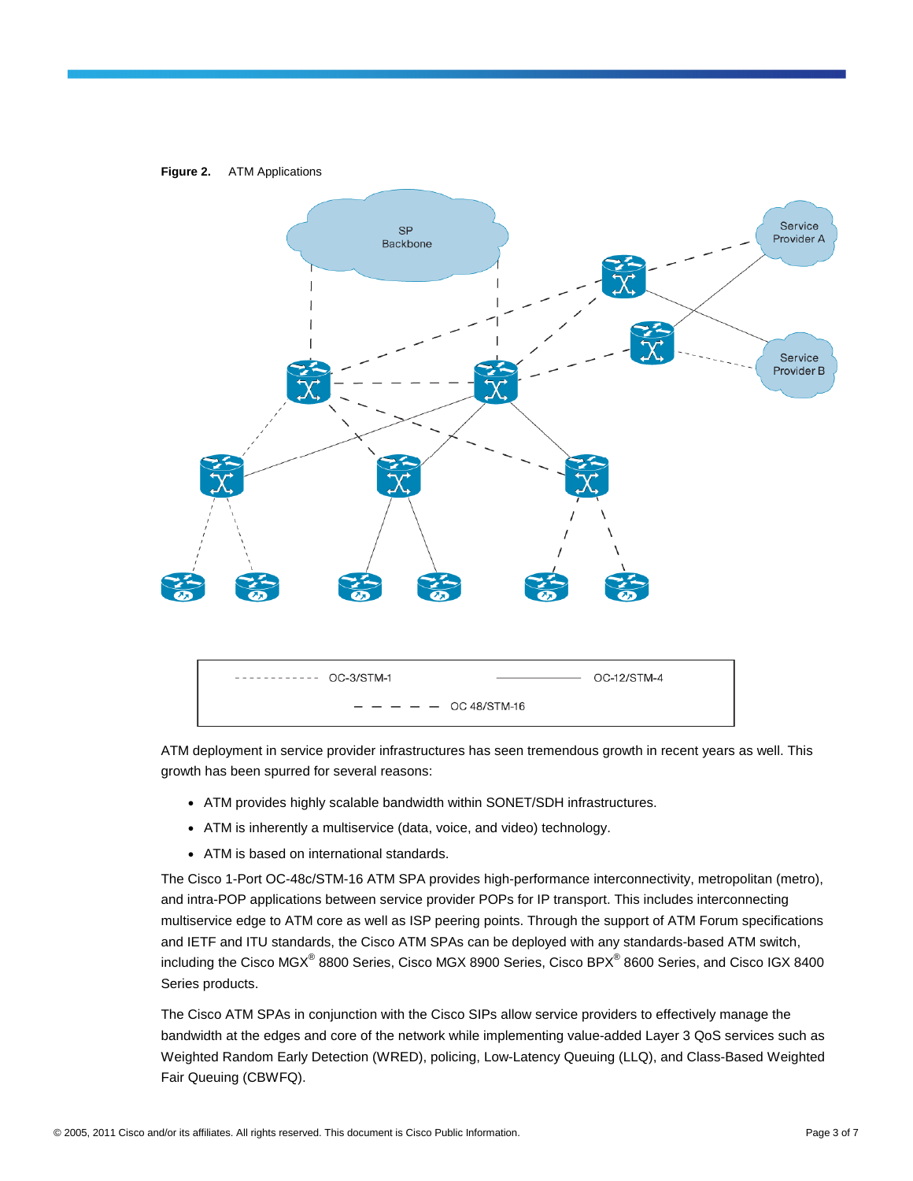**Figure 2.** ATM Applications

ATM deployment in service provider infrastructures has seen tremendous growth in recent years as well. This growth has been spurred for several reasons:

- ATM provides highly scalable bandwidth within SONET/SDH infrastructures.
- ATM is inherently a multiservice (data, voice, and video) technology.
- ATM is based on international standards.

The Cisco 1-Port OC-48c/STM-16 ATM SPA provides high-performance interconnectivity, metropolitan (metro), and intra-POP applications between service provider POPs for IP transport. This includes interconnecting multiservice edge to ATM core as well as ISP peering points. Through the support of ATM Forum specifications and IETF and ITU standards, the Cisco ATM SPAs can be deployed with any standards-based ATM switch, including the Cisco MGX® 8800 Series, Cisco MGX 8900 Series, Cisco BPX® 8600 Series, and Cisco IGX 8400 Series products.

The Cisco ATM SPAs in conjunction with the Cisco SIPs allow service providers to effectively manage the bandwidth at the edges and core of the network while implementing value-added Layer 3 QoS services such as Weighted Random Early Detection (WRED), policing, Low-Latency Queuing (LLQ), and Class-Based Weighted Fair Queuing (CBWFQ).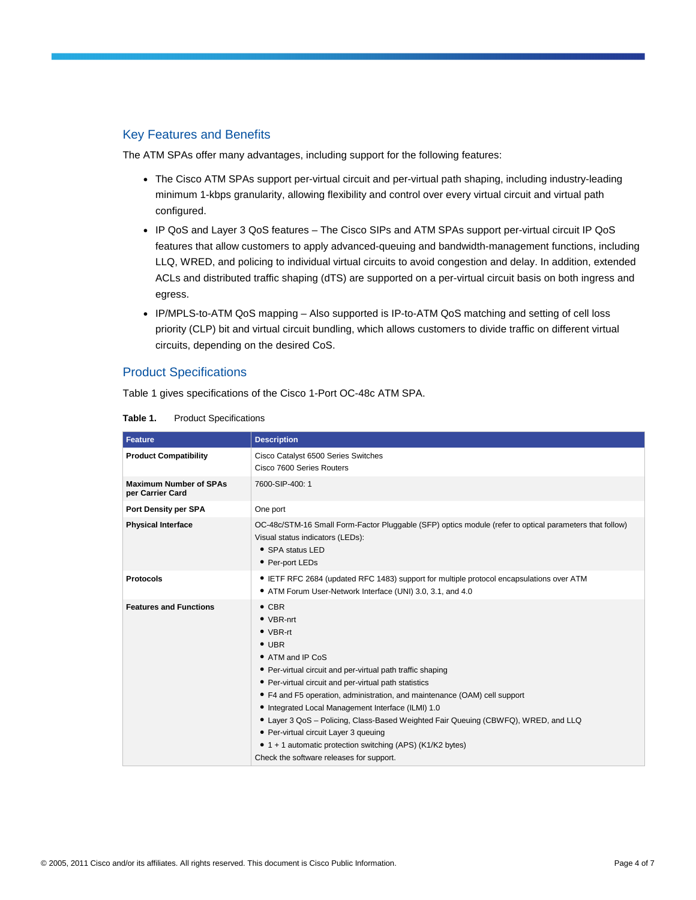## Key Features and Benefits

The ATM SPAs offer many advantages, including support for the following features:

- The Cisco ATM SPAs support per-virtual circuit and per-virtual path shaping, including industry-leading minimum 1-kbps granularity, allowing flexibility and control over every virtual circuit and virtual path configured.
- IP QoS and Layer 3 QoS features – The Cisco SIPs and ATM SPAs support per-virtual circuit IP QoS features that allow customers to apply advanced-queuing and bandwidth-management functions, including LLQ, WRED, and policing to individual virtual circuits to avoid congestion and delay. In addition, extended ACLs and distributed traffic shaping (dTS) are supported on a per-virtual circuit basis on both ingress and egress.
- IP/MPLS-to-ATM QoS mapping – Also supported is IP-to-ATM QoS matching and setting of cell loss priority (CLP) bit and virtual circuit bundling, which allows customers to divide traffic on different virtual circuits, depending on the desired CoS.

## Product Specifications

Table 1 gives specifications of the Cisco 1-Port OC-48c ATM SPA.

**Table 1.** Product Specifications

| Feature | Description |
| --- | --- |
| **Product Compatibility** | Cisco Catalyst 6500 Series Switches<br>Cisco 7600 Series Routers |
| **Maximum Number of SPAs per Carrier Card** | 7600-SIP-400: 1 |
| **Port Density per SPA** | One port |
| **Physical Interface** | OC-48c/STM-16 Small Form-Factor Pluggable (SFP) optics module (refer to optical parameters that follow)<br>Visual status indicators (LEDs):<br>• SPA status LED<br>• Per-port LEDs |
| **Protocols** | • IETF RFC 2684 (updated RFC 1483) support for multiple protocol encapsulations over ATM<br>• ATM Forum User-Network Interface (UNI) 3.0, 3.1, and 4.0 |
| **Features and Functions** | • CBR<br>• VBR-nrt<br>• VBR-rt<br>• UBR<br>• ATM and IP CoS<br>• Per-virtual circuit and per-virtual path traffic shaping<br>• Per-virtual circuit and per-virtual path statistics<br>• F4 and F5 operation, administration, and maintenance (OAM) cell support<br>• Integrated Local Management Interface (ILMI) 1.0<br>• Layer 3 QoS – Policing, Class-Based Weighted Fair Queuing (CBWFQ), WRED, and LLQ<br>• Per-virtual circuit Layer 3 queuing<br>• 1 + 1 automatic protection switching (APS) (K1/K2 bytes)<br>Check the software releases for support. |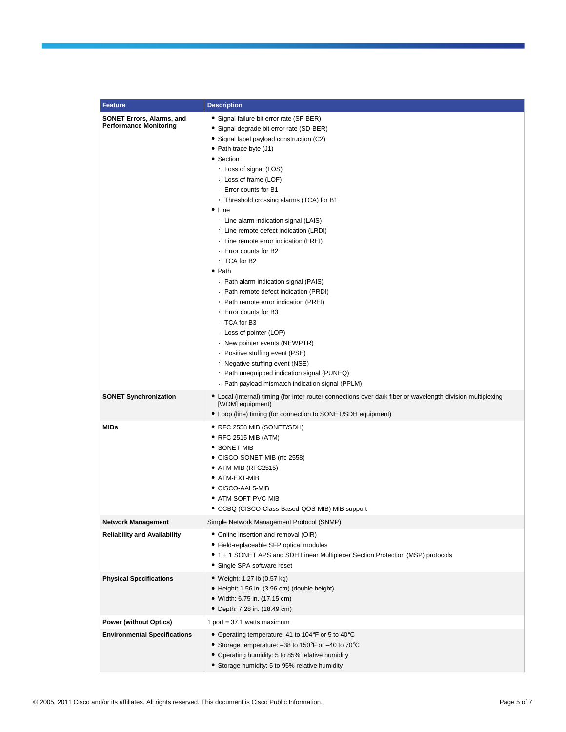| Feature | Description |
|---|---|
| **SONET Errors, Alarms, and Performance Monitoring** | • Signal failure bit error rate (SF-BER)<br>• Signal degrade bit error rate (SD-BER)<br>• Signal label payload construction (C2)<br>• Path trace byte (J1)<br>• Section<br>◦ Loss of signal (LOS)<br>◦ Loss of frame (LOF)<br>◦ Error counts for B1<br>◦ Threshold crossing alarms (TCA) for B1<br>• Line<br>◦ Line alarm indication signal (LAIS)<br>◦ Line remote defect indication (LRDI)<br>◦ Line remote error indication (LREI)<br>◦ Error counts for B2<br>◦ TCA for B2<br>• Path<br>◦ Path alarm indication signal (PAIS)<br>◦ Path remote defect indication (PRDI)<br>◦ Path remote error indication (PREI)<br>◦ Error counts for B3<br>◦ TCA for B3<br>◦ Loss of pointer (LOP)<br>◦ New pointer events (NEWPTR)<br>◦ Positive stuffing event (PSE)<br>◦ Negative stuffing event (NSE)<br>◦ Path unequipped indication signal (PUNEQ)<br>◦ Path payload mismatch indication signal (PPLM) |
| **SONET Synchronization** | • Local (internal) timing (for inter-router connections over dark fiber or wavelength-division multiplexing [WDM] equipment)<br>• Loop (line) timing (for connection to SONET/SDH equipment) |
| **MIBs** | • RFC 2558 MIB (SONET/SDH)<br>• RFC 2515 MIB (ATM)<br>• SONET-MIB<br>• CISCO-SONET-MIB (rfc 2558)<br>• ATM-MIB (RFC2515)<br>• ATM-EXT-MIB<br>• CISCO-AAL5-MIB<br>• ATM-SOFT-PVC-MIB<br>• CCBQ (CISCO-Class-Based-QOS-MIB) MIB support |
| **Network Management** | Simple Network Management Protocol (SNMP) |
| **Reliability and Availability** | • Online insertion and removal (OIR)<br>• Field-replaceable SFP optical modules<br>• 1 + 1 SONET APS and SDH Linear Multiplexer Section Protection (MSP) protocols<br>• Single SPA software reset |
| **Physical Specifications** | • Weight: 1.27 lb (0.57 kg)<br>• Height: 1.56 in. (3.96 cm) (double height)<br>• Width: 6.75 in. (17.15 cm)<br>• Depth: 7.28 in. (18.49 cm) |
| **Power (without Optics)** | 1 port = 37.1 watts maximum |
| **Environmental Specifications** | • Operating temperature: 41 to 104°F or 5 to 40°C<br>• Storage temperature: –38 to 150°F or –40 to 70°C<br>• Operating humidity: 5 to 85% relative humidity<br>• Storage humidity: 5 to 95% relative humidity |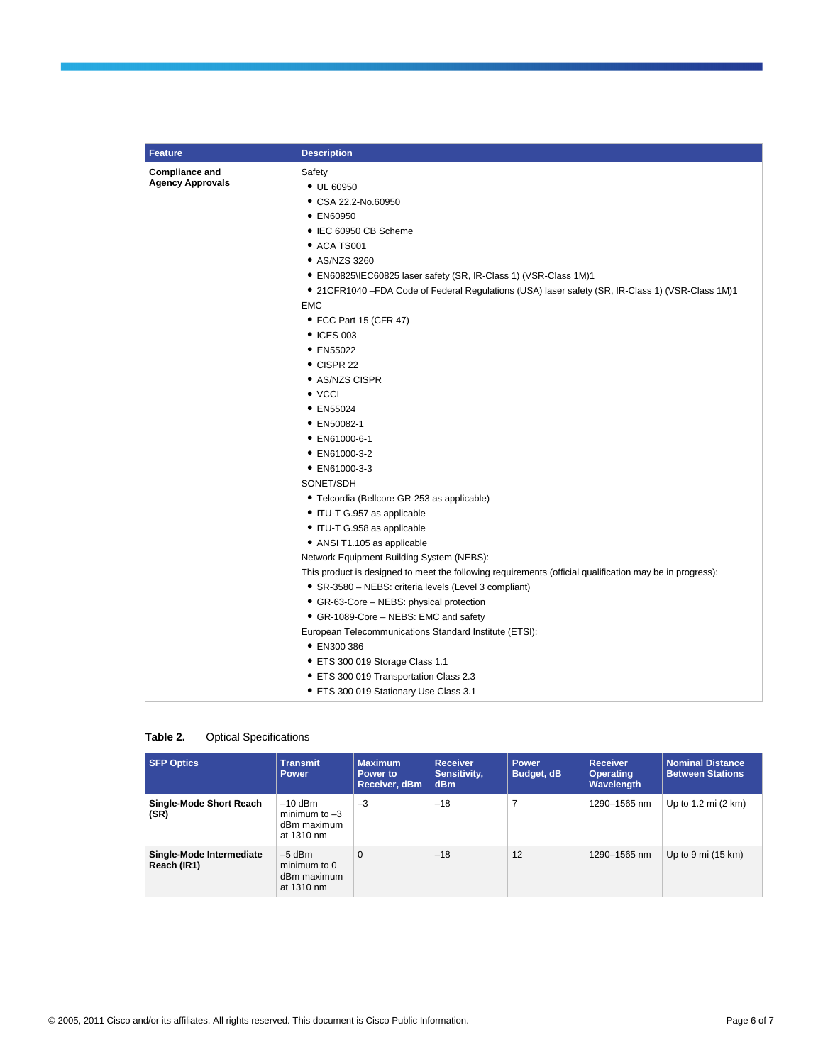| Feature | Description |
| --- | --- |
| **Compliance and Agency Approvals** | Safety<br>• UL 60950<br>• CSA 22.2-No.60950<br>• EN60950<br>• IEC 60950 CB Scheme<br>• ACA TS001<br>• AS/NZS 3260<br>• EN60825\IEC60825 laser safety (SR, IR-Class 1) (VSR-Class 1M)1<br>• 21CFR1040 –FDA Code of Federal Regulations (USA) laser safety (SR, IR-Class 1) (VSR-Class 1M)1<br>EMC<br>• FCC Part 15 (CFR 47)<br>• ICES 003<br>• EN55022<br>• CISPR 22<br>• AS/NZS CISPR<br>• VCCI<br>• EN55024<br>• EN50082-1<br>• EN61000-6-1<br>• EN61000-3-2<br>• EN61000-3-3<br>SONET/SDH<br>• Telcordia (Bellcore GR-253 as applicable)<br>• ITU-T G.957 as applicable<br>• ITU-T G.958 as applicable<br>• ANSI T1.105 as applicable<br>Network Equipment Building System (NEBS):<br>This product is designed to meet the following requirements (official qualification may be in progress):<br>• SR-3580 – NEBS: criteria levels (Level 3 compliant)<br>• GR-63-Core – NEBS: physical protection<br>• GR-1089-Core – NEBS: EMC and safety<br>European Telecommunications Standard Institute (ETSI):<br>• EN300 386<br>• ETS 300 019 Storage Class 1.1<br>• ETS 300 019 Transportation Class 2.3<br>• ETS 300 019 Stationary Use Class 3.1 |

**Table 2.** Optical Specifications

| SFP Optics | Transmit Power | Maximum Power to Receiver, dBm | Receiver Sensitivity, dBm | Power Budget, dB | Receiver Operating Wavelength | Nominal Distance Between Stations |
| --- | --- | --- | --- | --- | --- | --- |
| **Single-Mode Short Reach (SR)** | –10 dBm minimum to –3 dBm maximum at 1310 nm | –3 | –18 | 7 | 1290–1565 nm | Up to 1.2 mi (2 km) |
| **Single-Mode Intermediate Reach (IR1)** | –5 dBm minimum to 0 dBm maximum at 1310 nm | 0 | –18 | 12 | 1290–1565 nm | Up to 9 mi (15 km) |

© 2005, 2011 Cisco and/or its affiliates. All rights reserved. This document is Cisco Public Information.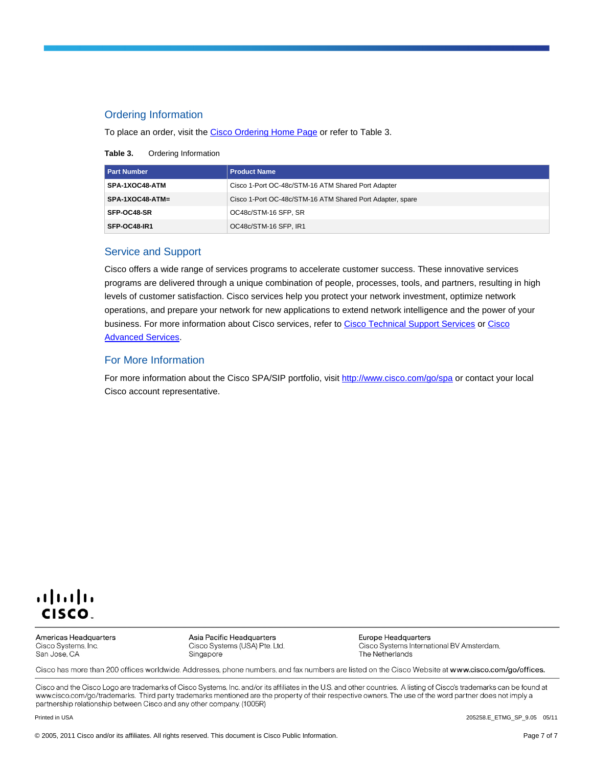## Ordering Information

To place an order, visit the Cisco Ordering Home Page or refer to Table 3.

**Table 3.** Ordering Information

| Part Number | Product Name |
|---|---|
| **SPA-1XOC48-ATM** | Cisco 1-Port OC-48c/STM-16 ATM Shared Port Adapter |
| **SPA-1XOC48-ATM=** | Cisco 1-Port OC-48c/STM-16 ATM Shared Port Adapter, spare |
| **SFP-OC48-SR** | OC48c/STM-16 SFP, SR |
| **SFP-OC48-IR1** | OC48c/STM-16 SFP, IR1 |

## Service and Support

Cisco offers a wide range of services programs to accelerate customer success. These innovative services programs are delivered through a unique combination of people, processes, tools, and partners, resulting in high levels of customer satisfaction. Cisco services help you protect your network investment, optimize network operations, and prepare your network for new applications to extend network intelligence and the power of your business. For more information about Cisco services, refer to Cisco Technical Support Services or Cisco Advanced Services.

## For More Information

For more information about the Cisco SPA/SIP portfolio, visit http://www.cisco.com/go/spa or contact your local Cisco account representative.

Americas Headquarters
Cisco Systems, Inc.
San Jose, CA

Asia Pacific Headquarters
Cisco Systems (USA) Pte. Ltd.
Singapore

Europe Headquarters
Cisco Systems International BV Amsterdam,
The Netherlands

Cisco has more than 200 offices worldwide. Addresses, phone numbers, and fax numbers are listed on the Cisco Website at **www.cisco.com/go/offices.**

Cisco and the Cisco Logo are trademarks of Cisco Systems, Inc. and/or its affiliates in the U.S. and other countries. A listing of Cisco's trademarks can be found at www.cisco.com/go/trademarks. Third party trademarks mentioned are the property of their respective owners. The use of the word partner does not imply a partnership relationship between Cisco and any other company. (1005R)

Printed in USA

205258.E_ETMG_SP_9.05 05/11

© 2005, 2011 Cisco and/or its affiliates. All rights reserved. This document is Cisco Public Information.